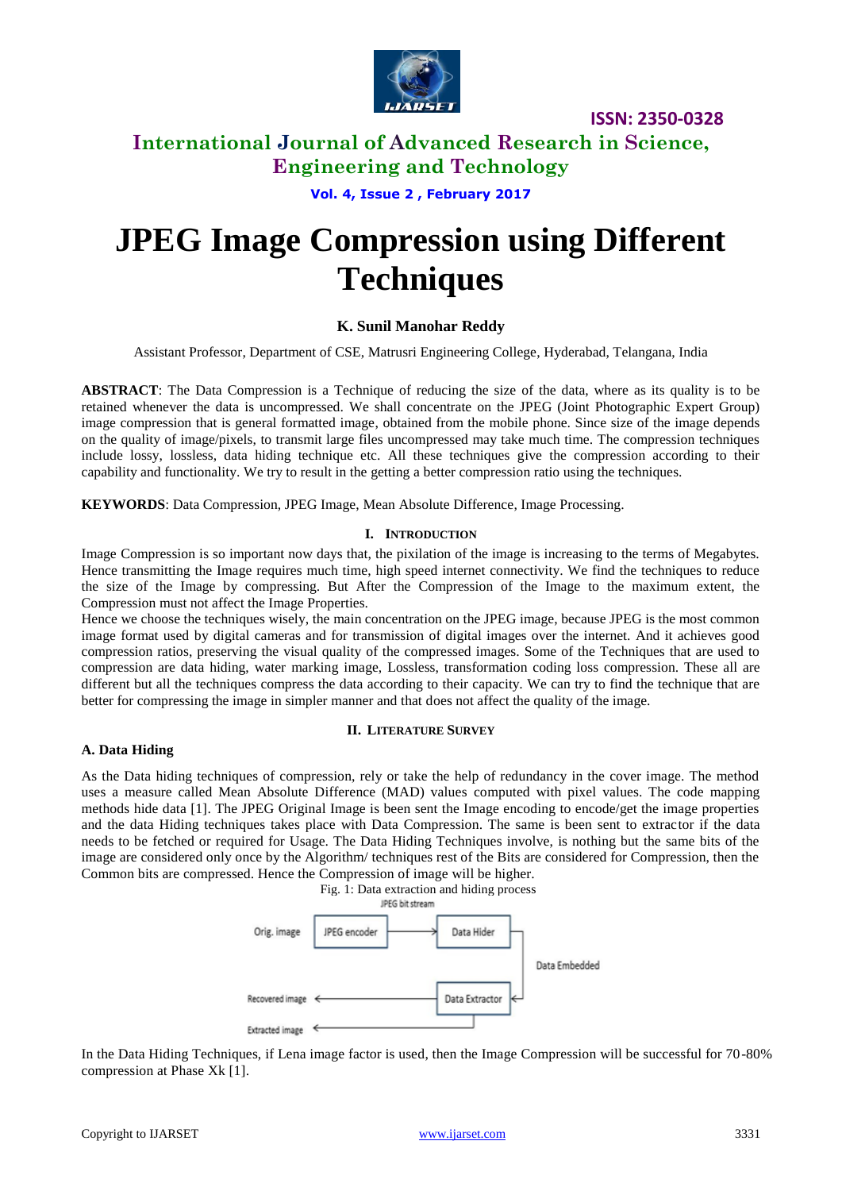# JPEG Image Compression using Different Techniques

**K. Sunil Manohar Reddy**

Assistant Professor, Department of CSE, Matrusri Engineering College, Hyderabad, Telangana, India

**ABSTRACT**: The Data Compression is a Technique of reducing the size of the data, where as its quality is to be retained whenever the data is uncompressed. We shall concentrate on the JPEG (Joint Photographic Expert Group) image compression that is general formatted image, obtained from the mobile phone. Since size of the image depends on the quality of image/pixels, to transmit large files uncompressed may take much time. The compression techniques include lossy, lossless, data hiding technique etc. All these techniques give the compression according to their capability and functionality. We try to result in the getting a better compression ratio using the techniques.

**KEYWORDS**: Data Compression, JPEG Image, Mean Absolute Difference, Image Processing.

## I. Introduction

Image Compression is so important now days that, the pixilation of the image is increasing to the terms of Megabytes. Hence transmitting the Image requires much time, high speed internet connectivity. We find the techniques to reduce the size of the Image by compressing. But After the Compression of the Image to the maximum extent, the Compression must not affect the Image Properties.

Hence we choose the techniques wisely, the main concentration on the JPEG image, because JPEG is the most common image format used by digital cameras and for transmission of digital images over the internet. And it achieves good compression ratios, preserving the visual quality of the compressed images. Some of the Techniques that are used to compression are data hiding, water marking image, Lossless, transformation coding loss compression. These all are different but all the techniques compress the data according to their capacity. We can try to find the technique that are better for compressing the image in simpler manner and that does not affect the quality of the image.

## II. Literature Survey

### A. Data Hiding

As the Data hiding techniques of compression, rely or take the help of redundancy in the cover image. The method uses a measure called Mean Absolute Difference (MAD) values computed with pixel values. The code mapping methods hide data [1]. The JPEG Original Image is been sent the Image encoding to encode/get the image properties and the data Hiding techniques takes place with Data Compression. The same is been sent to extractor if the data needs to be fetched or required for Usage. The Data Hiding Techniques involve, is nothing but the same bits of the image are considered only once by the Algorithm/ techniques rest of the Bits are considered for Compression, then the Common bits are compressed. Hence the Compression of image will be higher.

Fig. 1: Data extraction and hiding process

```
            JPEG bit stream
Orig. image   [JPEG encoder] ---------> [Data Hider]
                                             |
                                             |   Data Embedded
                                             v
Recovered image <----------------------- [Data Extractor]
                                             |
Extracted image <----------------------------+
```

In the Data Hiding Techniques, if Lena image factor is used, then the Image Compression will be successful for 70-80% compression at Phase Xk [1].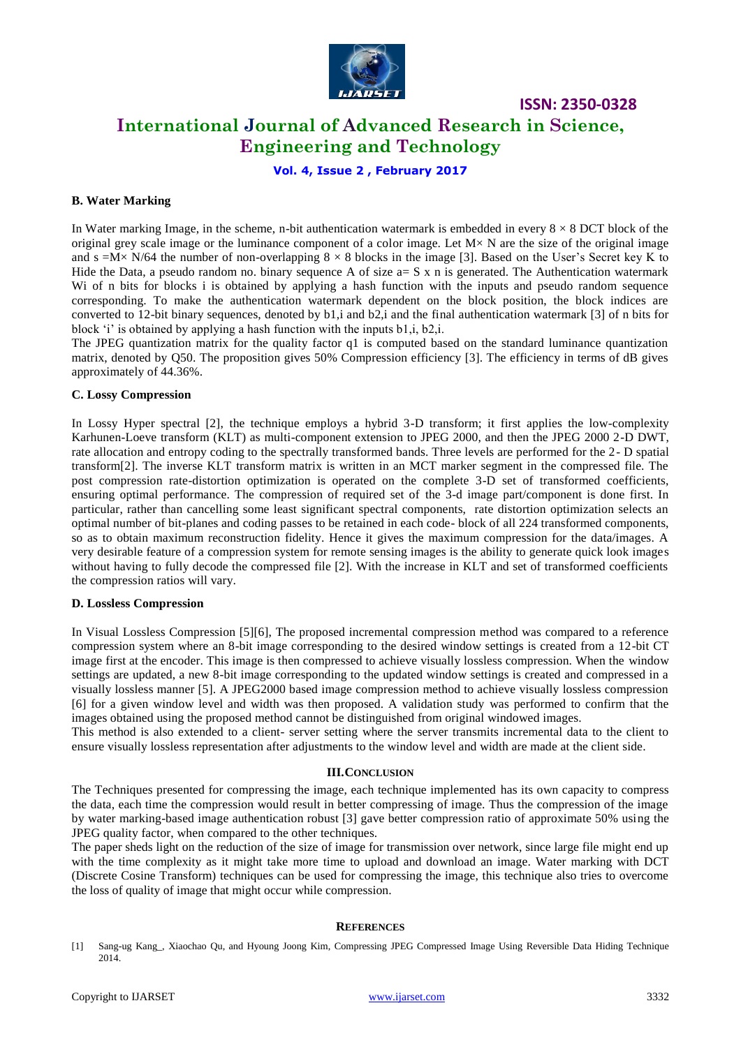### B. Water Marking

In Water marking Image, in the scheme, n-bit authentication watermark is embedded in every $8 \times 8$ DCT block of the original grey scale image or the luminance component of a color image. Let $M \times N$ are the size of the original image and $s = M \times N/64$ the number of non-overlapping $8 \times 8$ blocks in the image [3]. Based on the User's Secret key K to Hide the Data, a pseudo random no. binary sequence A of size $a = S \times n$ is generated. The Authentication watermark $W_i$ of n bits for blocks i is obtained by applying a hash function with the inputs and pseudo random sequence corresponding. To make the authentication watermark dependent on the block position, the block indices are converted to 12-bit binary sequences, denoted by $b_{1,i}$ and $b_{2,i}$ and the final authentication watermark [3] of n bits for block 'i' is obtained by applying a hash function with the inputs $b_{1,i}$, $b_{2,i}$.

The JPEG quantization matrix for the quality factor q1 is computed based on the standard luminance quantization matrix, denoted by Q50. The proposition gives 50% Compression efficiency [3]. The efficiency in terms of dB gives approximately of 44.36%.

### C. Lossy Compression

In Lossy Hyper spectral [2], the technique employs a hybrid 3-D transform; it first applies the low-complexity Karhunen-Loeve transform (KLT) as multi-component extension to JPEG 2000, and then the JPEG 2000 2-D DWT, rate allocation and entropy coding to the spectrally transformed bands. Three levels are performed for the 2- D spatial transform[2]. The inverse KLT transform matrix is written in an MCT marker segment in the compressed file. The post compression rate-distortion optimization is operated on the complete 3-D set of transformed coefficients, ensuring optimal performance. The compression of required set of the 3-d image part/component is done first. In particular, rather than cancelling some least significant spectral components, rate distortion optimization selects an optimal number of bit-planes and coding passes to be retained in each code- block of all 224 transformed components, so as to obtain maximum reconstruction fidelity. Hence it gives the maximum compression for the data/images. A very desirable feature of a compression system for remote sensing images is the ability to generate quick look images without having to fully decode the compressed file [2]. With the increase in KLT and set of transformed coefficients the compression ratios will vary.

### D. Lossless Compression

In Visual Lossless Compression [5][6], The proposed incremental compression method was compared to a reference compression system where an 8-bit image corresponding to the desired window settings is created from a 12-bit CT image first at the encoder. This image is then compressed to achieve visually lossless compression. When the window settings are updated, a new 8-bit image corresponding to the updated window settings is created and compressed in a visually lossless manner [5]. A JPEG2000 based image compression method to achieve visually lossless compression [6] for a given window level and width was then proposed. A validation study was performed to confirm that the images obtained using the proposed method cannot be distinguished from original windowed images.

This method is also extended to a client- server setting where the server transmits incremental data to the client to ensure visually lossless representation after adjustments to the window level and width are made at the client side.

## III. CONCLUSION

The Techniques presented for compressing the image, each technique implemented has its own capacity to compress the data, each time the compression would result in better compressing of image. Thus the compression of the image by water marking-based image authentication robust [3] gave better compression ratio of approximate 50% using the JPEG quality factor, when compared to the other techniques.

The paper sheds light on the reduction of the size of image for transmission over network, since large file might end up with the time complexity as it might take more time to upload and download an image. Water marking with DCT (Discrete Cosine Transform) techniques can be used for compressing the image, this technique also tries to overcome the loss of quality of image that might occur while compression.

## REFERENCES

[1] Sang-ug Kang_, Xiaochao Qu, and Hyoung Joong Kim, Compressing JPEG Compressed Image Using Reversible Data Hiding Technique 2014.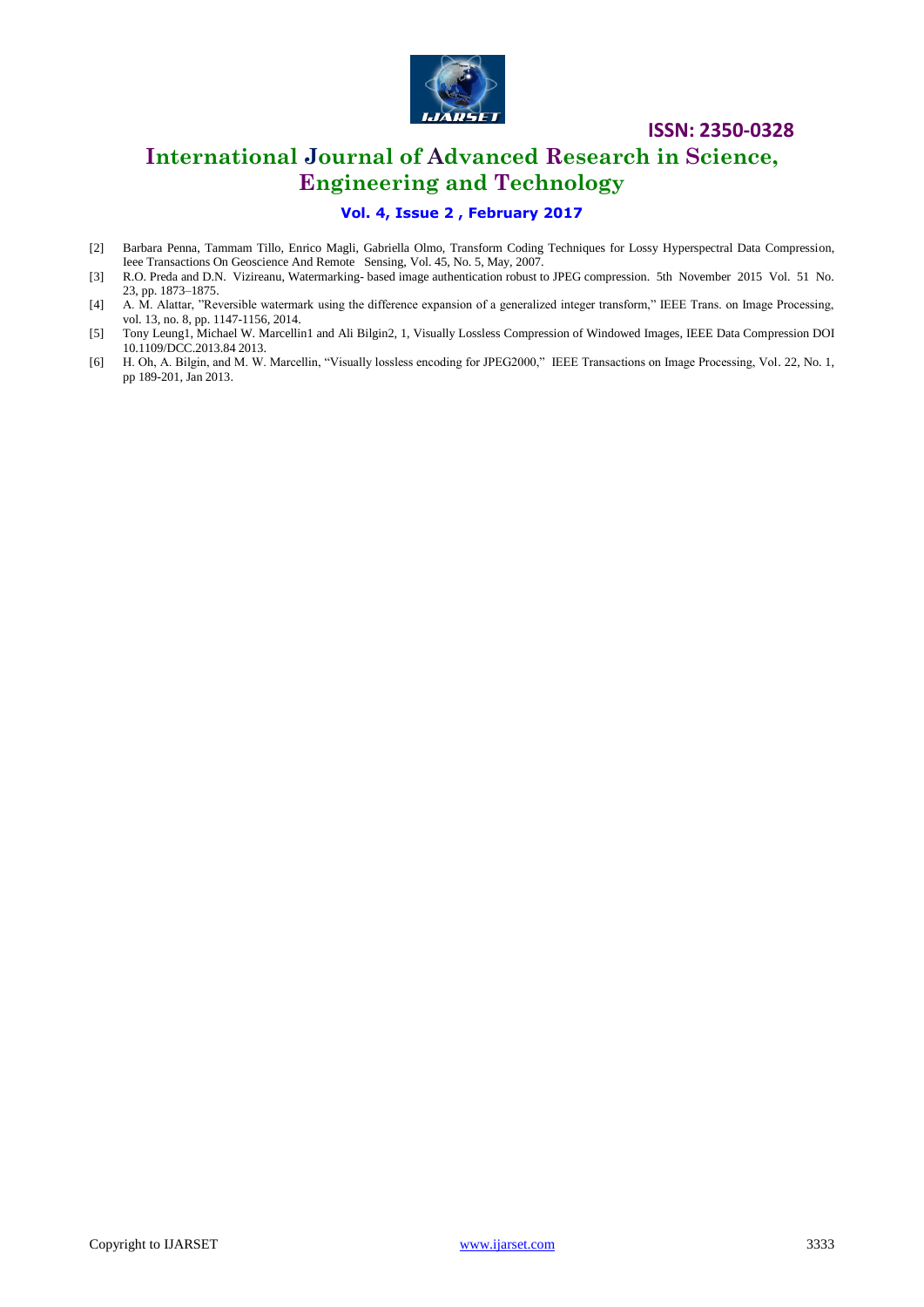[2] Barbara Penna, Tammam Tillo, Enrico Magli, Gabriella Olmo, Transform Coding Techniques for Lossy Hyperspectral Data Compression, Ieee Transactions On Geoscience And Remote Sensing, Vol. 45, No. 5, May, 2007.

[3] R.O. Preda and D.N. Vizireanu, Watermarking- based image authentication robust to JPEG compression. 5th November 2015 Vol. 51 No. 23, pp. 1873–1875.

[4] A. M. Alattar, "Reversible watermark using the difference expansion of a generalized integer transform," IEEE Trans. on Image Processing, vol. 13, no. 8, pp. 1147-1156, 2014.

[5] Tony Leung1, Michael W. Marcellin1 and Ali Bilgin2, 1, Visually Lossless Compression of Windowed Images, IEEE Data Compression DOI 10.1109/DCC.2013.84 2013.

[6] H. Oh, A. Bilgin, and M. W. Marcellin, "Visually lossless encoding for JPEG2000," IEEE Transactions on Image Processing, Vol. 22, No. 1, pp 189-201, Jan 2013.